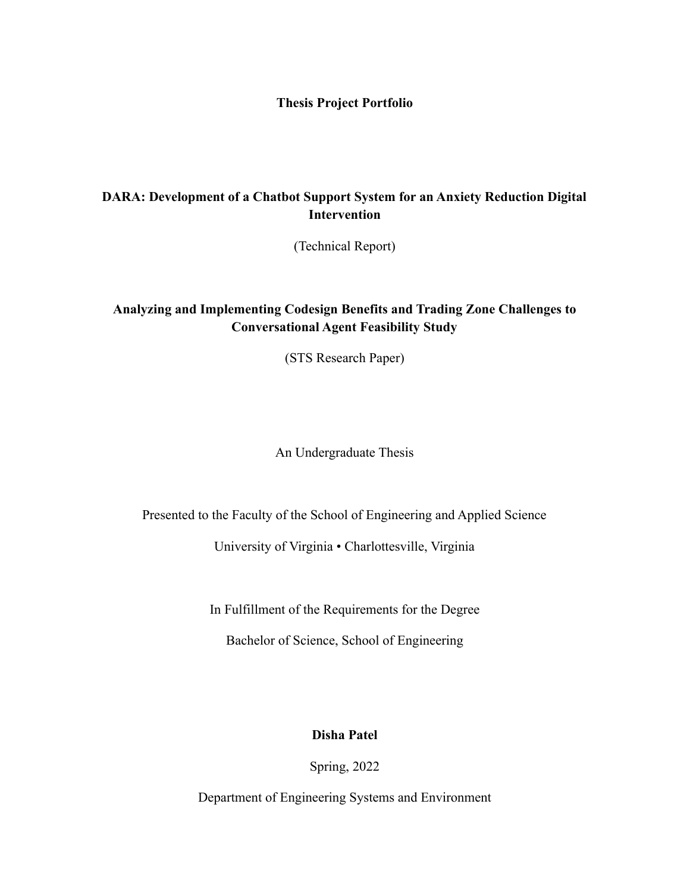**Thesis Project Portfolio**

**DARA: Development of a Chatbot Support System for an Anxiety Reduction Digital Intervention**

(Technical Report)

**Analyzing and Implementing Codesign Benefits and Trading Zone Challenges to Conversational Agent Feasibility Study**

(STS Research Paper)

An Undergraduate Thesis

Presented to the Faculty of the School of Engineering and Applied Science

University of Virginia • Charlottesville, Virginia

In Fulfillment of the Requirements for the Degree

Bachelor of Science, School of Engineering

**Disha Patel**

Spring, 2022

Department of Engineering Systems and Environment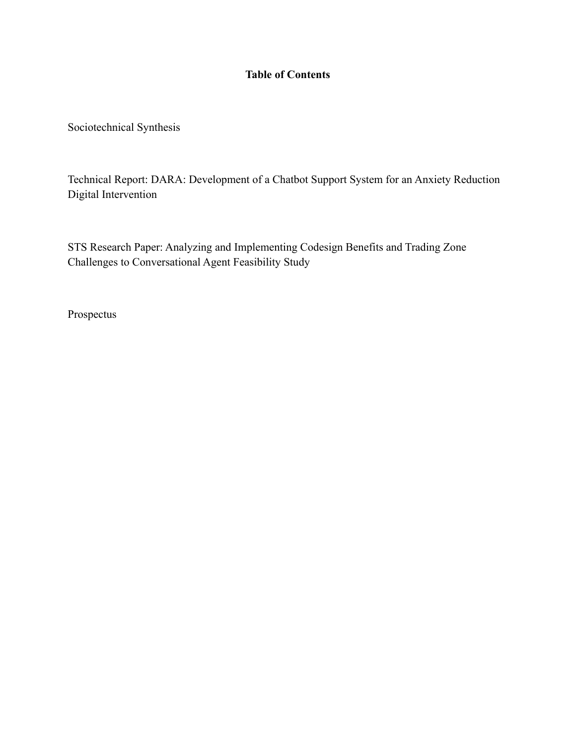**Table of Contents**

Sociotechnical Synthesis

Technical Report: DARA: Development of a Chatbot Support System for an Anxiety Reduction Digital Intervention

STS Research Paper: Analyzing and Implementing Codesign Benefits and Trading Zone Challenges to Conversational Agent Feasibility Study

Prospectus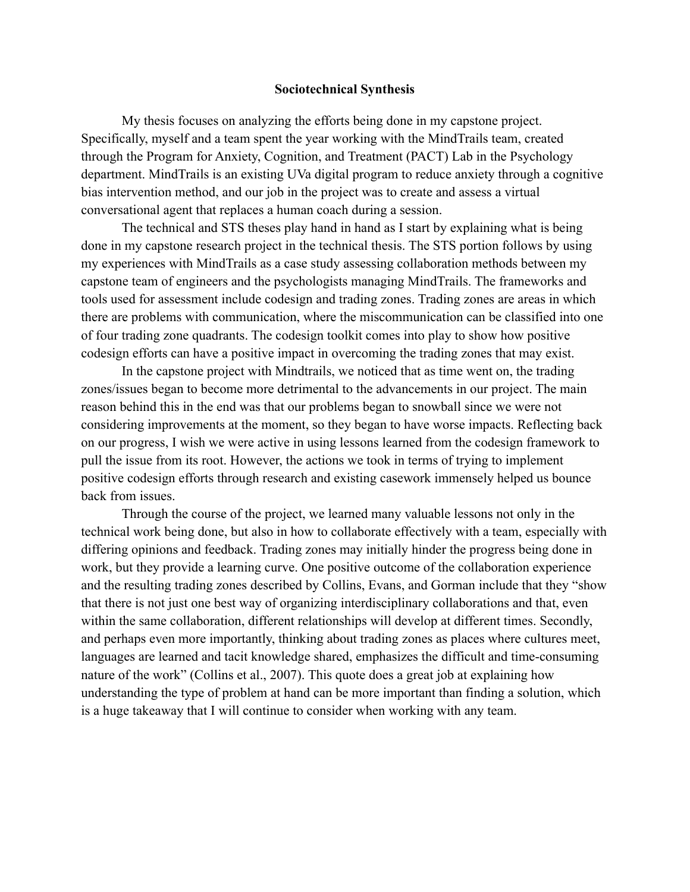## Sociotechnical Synthesis

My thesis focuses on analyzing the efforts being done in my capstone project. Specifically, myself and a team spent the year working with the MindTrails team, created through the Program for Anxiety, Cognition, and Treatment (PACT) Lab in the Psychology department. MindTrails is an existing UVa digital program to reduce anxiety through a cognitive bias intervention method, and our job in the project was to create and assess a virtual conversational agent that replaces a human coach during a session.

The technical and STS theses play hand in hand as I start by explaining what is being done in my capstone research project in the technical thesis. The STS portion follows by using my experiences with MindTrails as a case study assessing collaboration methods between my capstone team of engineers and the psychologists managing MindTrails. The frameworks and tools used for assessment include codesign and trading zones. Trading zones are areas in which there are problems with communication, where the miscommunication can be classified into one of four trading zone quadrants. The codesign toolkit comes into play to show how positive codesign efforts can have a positive impact in overcoming the trading zones that may exist.

In the capstone project with Mindtrails, we noticed that as time went on, the trading zones/issues began to become more detrimental to the advancements in our project. The main reason behind this in the end was that our problems began to snowball since we were not considering improvements at the moment, so they began to have worse impacts. Reflecting back on our progress, I wish we were active in using lessons learned from the codesign framework to pull the issue from its root. However, the actions we took in terms of trying to implement positive codesign efforts through research and existing casework immensely helped us bounce back from issues.

Through the course of the project, we learned many valuable lessons not only in the technical work being done, but also in how to collaborate effectively with a team, especially with differing opinions and feedback. Trading zones may initially hinder the progress being done in work, but they provide a learning curve. One positive outcome of the collaboration experience and the resulting trading zones described by Collins, Evans, and Gorman include that they "show that there is not just one best way of organizing interdisciplinary collaborations and that, even within the same collaboration, different relationships will develop at different times. Secondly, and perhaps even more importantly, thinking about trading zones as places where cultures meet, languages are learned and tacit knowledge shared, emphasizes the difficult and time-consuming nature of the work" (Collins et al., 2007). This quote does a great job at explaining how understanding the type of problem at hand can be more important than finding a solution, which is a huge takeaway that I will continue to consider when working with any team.